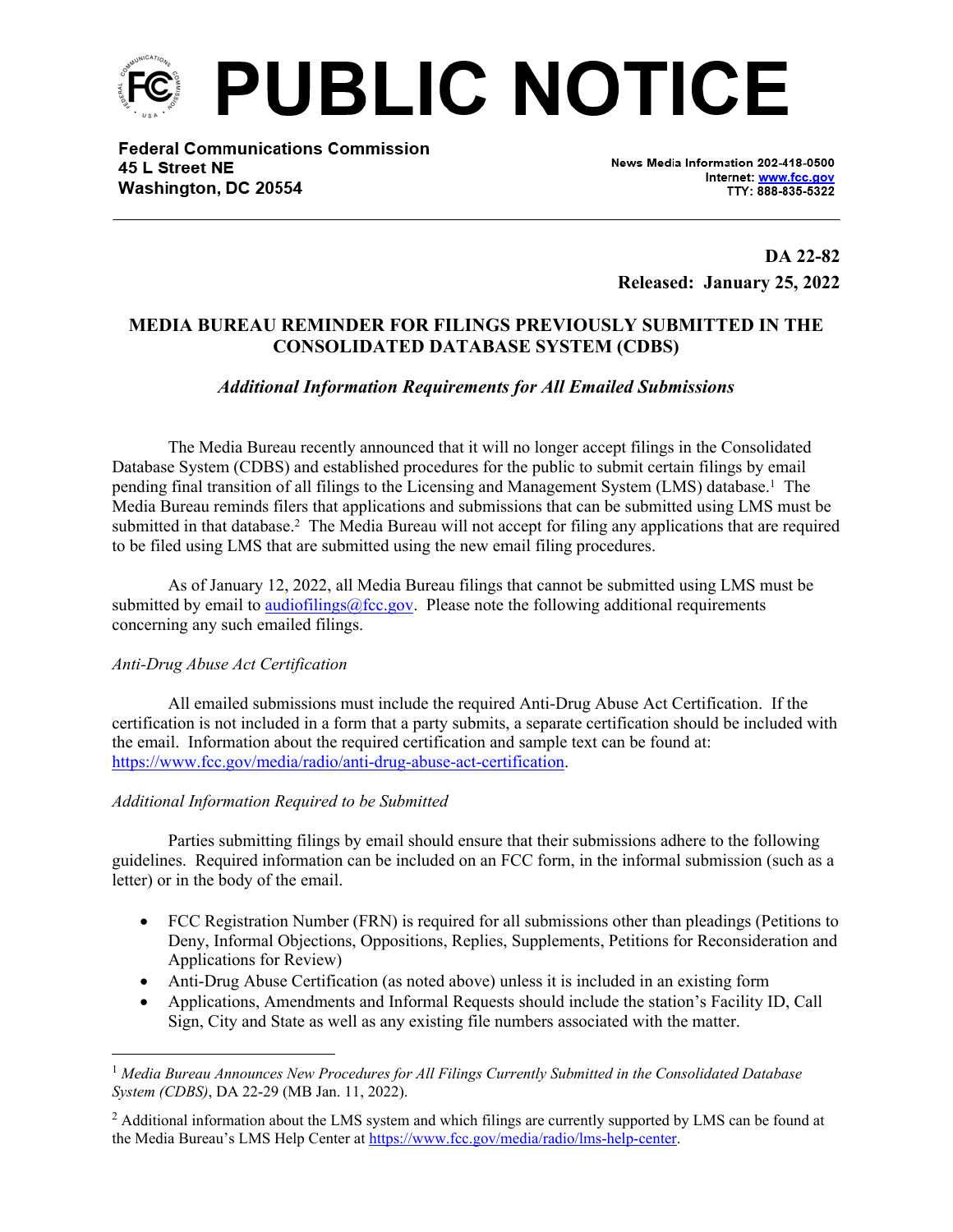# PUBLIC NOTICE

**Federal Communications Commission**
**45 L Street NE**
**Washington, DC 20554**

News Media Information 202-418-0500
Internet: www.fcc.gov
TTY: 888-835-5322

**DA 22-82**
**Released: January 25, 2022**

## MEDIA BUREAU REMINDER FOR FILINGS PREVIOUSLY SUBMITTED IN THE CONSOLIDATED DATABASE SYSTEM (CDBS)

### *Additional Information Requirements for All Emailed Submissions*

The Media Bureau recently announced that it will no longer accept filings in the Consolidated Database System (CDBS) and established procedures for the public to submit certain filings by email pending final transition of all filings to the Licensing and Management System (LMS) database.[1] The Media Bureau reminds filers that applications and submissions that can be submitted using LMS must be submitted in that database.[2] The Media Bureau will not accept for filing any applications that are required to be filed using LMS that are submitted using the new email filing procedures.

As of January 12, 2022, all Media Bureau filings that cannot be submitted using LMS must be submitted by email to audiofilings@fcc.gov. Please note the following additional requirements concerning any such emailed filings.

*Anti-Drug Abuse Act Certification*

All emailed submissions must include the required Anti-Drug Abuse Act Certification. If the certification is not included in a form that a party submits, a separate certification should be included with the email. Information about the required certification and sample text can be found at: https://www.fcc.gov/media/radio/anti-drug-abuse-act-certification.

*Additional Information Required to be Submitted*

Parties submitting filings by email should ensure that their submissions adhere to the following guidelines. Required information can be included on an FCC form, in the informal submission (such as a letter) or in the body of the email.

- FCC Registration Number (FRN) is required for all submissions other than pleadings (Petitions to Deny, Informal Objections, Oppositions, Replies, Supplements, Petitions for Reconsideration and Applications for Review)
- Anti-Drug Abuse Certification (as noted above) unless it is included in an existing form
- Applications, Amendments and Informal Requests should include the station's Facility ID, Call Sign, City and State as well as any existing file numbers associated with the matter.

---

[1] *Media Bureau Announces New Procedures for All Filings Currently Submitted in the Consolidated Database System (CDBS)*, DA 22-29 (MB Jan. 11, 2022).

[2] Additional information about the LMS system and which filings are currently supported by LMS can be found at the Media Bureau's LMS Help Center at https://www.fcc.gov/media/radio/lms-help-center.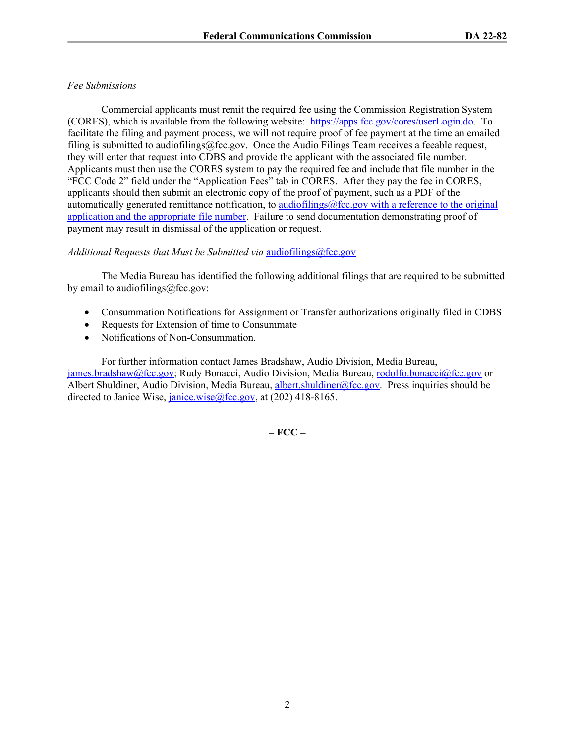*Fee Submissions*

Commercial applicants must remit the required fee using the Commission Registration System (CORES), which is available from the following website: https://apps.fcc.gov/cores/userLogin.do. To facilitate the filing and payment process, we will not require proof of fee payment at the time an emailed filing is submitted to audiofilings@fcc.gov. Once the Audio Filings Team receives a feeable request, they will enter that request into CDBS and provide the applicant with the associated file number. Applicants must then use the CORES system to pay the required fee and include that file number in the "FCC Code 2" field under the "Application Fees" tab in CORES. After they pay the fee in CORES, applicants should then submit an electronic copy of the proof of payment, such as a PDF of the automatically generated remittance notification, to audiofilings@fcc.gov with a reference to the original application and the appropriate file number. Failure to send documentation demonstrating proof of payment may result in dismissal of the application or request.

*Additional Requests that Must be Submitted via* audiofilings@fcc.gov

The Media Bureau has identified the following additional filings that are required to be submitted by email to audiofilings@fcc.gov:

- Consummation Notifications for Assignment or Transfer authorizations originally filed in CDBS
- Requests for Extension of time to Consummate
- Notifications of Non-Consummation.

For further information contact James Bradshaw, Audio Division, Media Bureau, james.bradshaw@fcc.gov; Rudy Bonacci, Audio Division, Media Bureau, rodolfo.bonacci@fcc.gov or Albert Shuldiner, Audio Division, Media Bureau, albert.shuldiner@fcc.gov. Press inquiries should be directed to Janice Wise, janice.wise@fcc.gov, at (202) 418-8165.

**– FCC –**